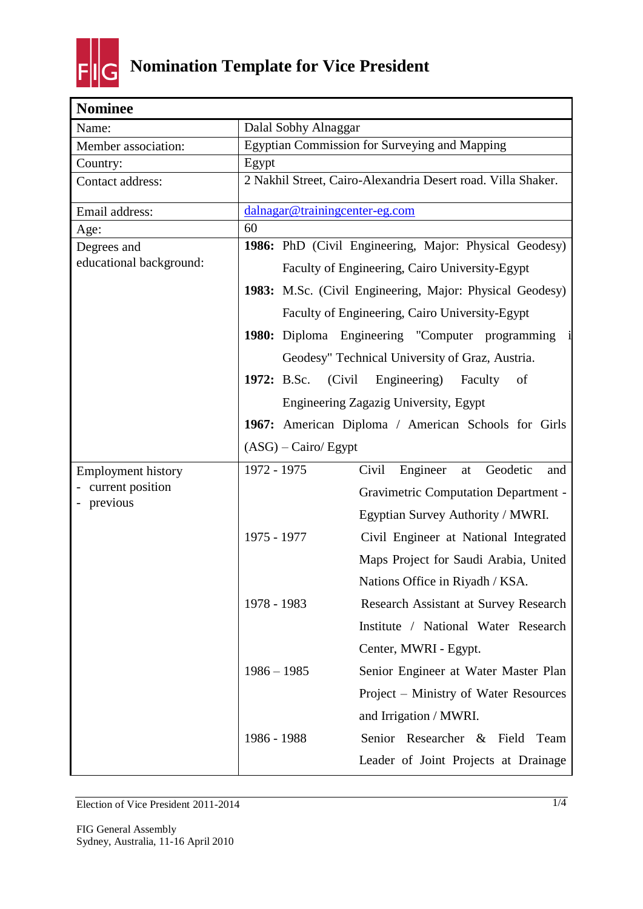# Nomination Template for Vice President

| Nominee | |
|---|---|
| Name: | Dalal Sobhy Alnaggar |
| Member association: | Egyptian Commission for Surveying and Mapping |
| Country: | Egypt |
| Contact address: | 2 Nakhil Street, Cairo-Alexandria Desert road. Villa Shaker. |
| Email address: | dalnagar@trainingcenter-eg.com |
| Age: | 60 |
| Degrees and educational background: | **1986:** PhD (Civil Engineering, Major: Physical Geodesy) Faculty of Engineering, Cairo University-Egypt<br>**1983:** M.Sc. (Civil Engineering, Major: Physical Geodesy) Faculty of Engineering, Cairo University-Egypt<br>**1980:** Diploma Engineering "Computer programming i Geodesy" Technical University of Graz, Austria.<br>**1972:** B.Sc. (Civil Engineering) Faculty of Engineering Zagazig University, Egypt<br>**1967:** American Diploma / American Schools for Girls (ASG) – Cairo/ Egypt |
| Employment history<br>- current position<br>- previous | 1972 - 1975 Civil Engineer at Geodetic and Gravimetric Computation Department - Egyptian Survey Authority / MWRI.<br>1975 - 1977 Civil Engineer at National Integrated Maps Project for Saudi Arabia, United Nations Office in Riyadh / KSA.<br>1978 - 1983 Research Assistant at Survey Research Institute / National Water Research Center, MWRI - Egypt.<br>1986 – 1985 Senior Engineer at Water Master Plan Project – Ministry of Water Resources and Irrigation / MWRI.<br>1986 - 1988 Senior Researcher & Field Team Leader of Joint Projects at Drainage |

Election of Vice President 2011-2014

FIG General Assembly
Sydney, Australia, 11-16 April 2010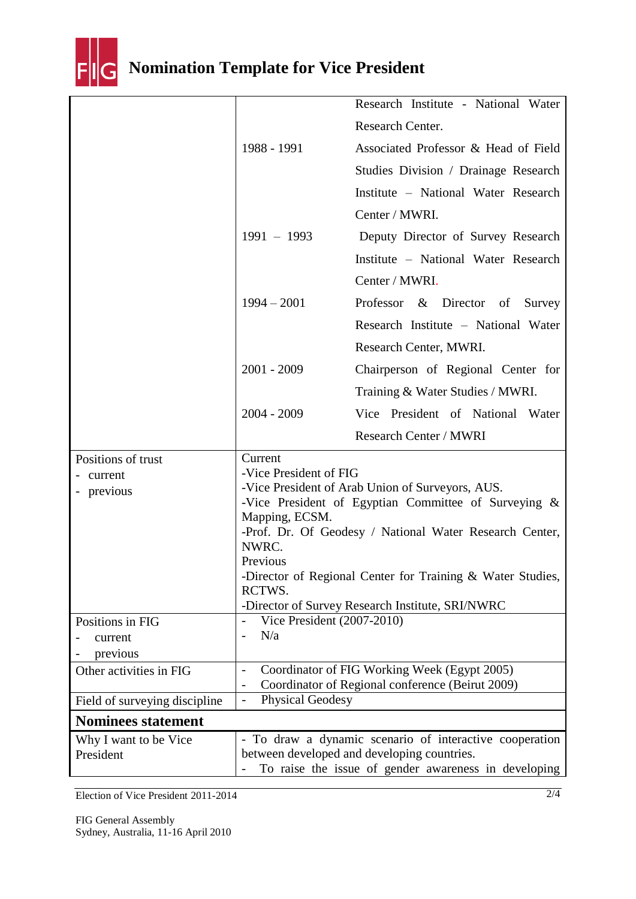# Nomination Template for Vice President

| | | |
|---|---|---|
| | | Research Institute - National Water Research Center. |
| | 1988 - 1991 | Associated Professor & Head of Field Studies Division / Drainage Research Institute – National Water Research Center / MWRI. |
| | 1991 – 1993 | Deputy Director of Survey Research Institute – National Water Research Center / MWRI. |
| | 1994 – 2001 | Professor & Director of Survey Research Institute – National Water Research Center, MWRI. |
| | 2001 - 2009 | Chairperson of Regional Center for Training & Water Studies / MWRI. |
| | 2004 - 2009 | Vice President of National Water Research Center / MWRI |
| Positions of trust<br>- current<br>- previous | Current<br>-Vice President of FIG<br>-Vice President of Arab Union of Surveyors, AUS.<br>-Vice President of Egyptian Committee of Surveying & Mapping, ECSM.<br>-Prof. Dr. Of Geodesy / National Water Research Center, NWRC.<br>Previous<br>-Director of Regional Center for Training & Water Studies, RCTWS.<br>-Director of Survey Research Institute, SRI/NWRC | |
| Positions in FIG<br>- current<br>- previous | - Vice President (2007-2010)<br>- N/a | |
| Other activities in FIG | - Coordinator of FIG Working Week (Egypt 2005)<br>- Coordinator of Regional conference (Beirut 2009) | |
| Field of surveying discipline | - Physical Geodesy | |
| **Nominees statement** | | |
| Why I want to be Vice President | - To draw a dynamic scenario of interactive cooperation between developed and developing countries.<br>- To raise the issue of gender awareness in developing | |

Election of Vice President 2011-2014

FIG General Assembly
Sydney, Australia, 11-16 April 2010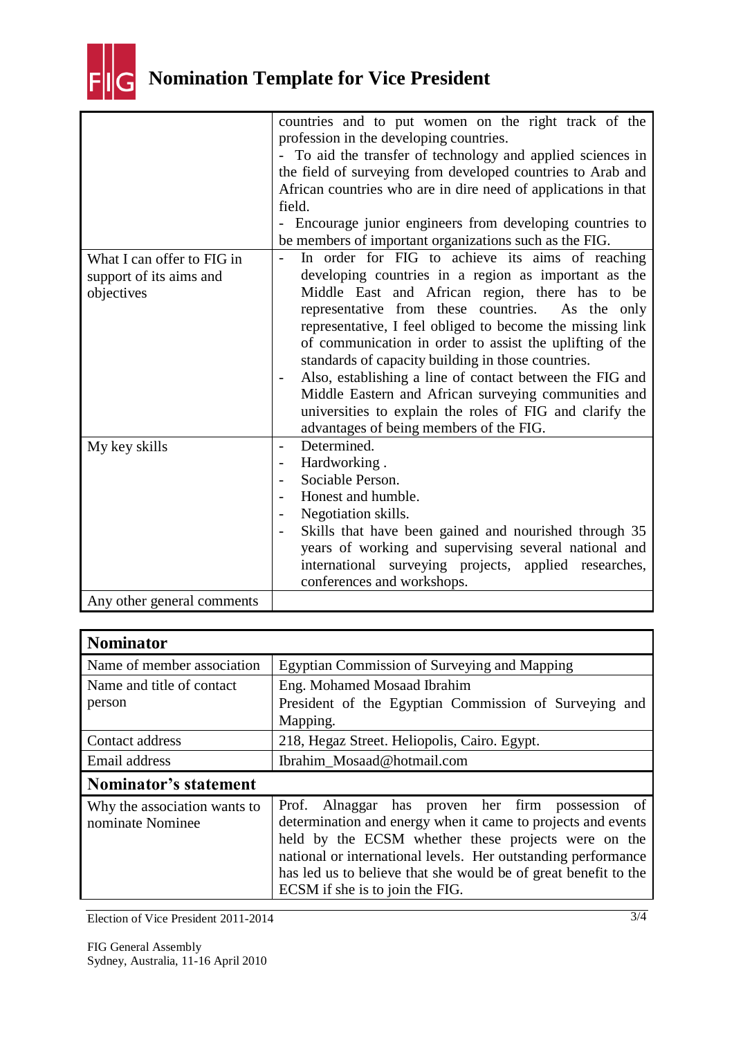# Nomination Template for Vice President

| | |
|---|---|
| | countries and to put women on the right track of the profession in the developing countries.<br>- To aid the transfer of technology and applied sciences in the field of surveying from developed countries to Arab and African countries who are in dire need of applications in that field.<br>- Encourage junior engineers from developing countries to be members of important organizations such as the FIG. |
| What I can offer to FIG in support of its aims and objectives | - In order for FIG to achieve its aims of reaching developing countries in a region as important as the Middle East and African region, there has to be representative from these countries. As the only representative, I feel obliged to become the missing link of communication in order to assist the uplifting of the standards of capacity building in those countries.<br>- Also, establishing a line of contact between the FIG and Middle Eastern and African surveying communities and universities to explain the roles of FIG and clarify the advantages of being members of the FIG. |
| My key skills | - Determined.<br>- Hardworking .<br>- Sociable Person.<br>- Honest and humble.<br>- Negotiation skills.<br>- Skills that have been gained and nourished through 35 years of working and supervising several national and international surveying projects, applied researches, conferences and workshops. |
| Any other general comments | |

| **Nominator** | |
|---|---|
| Name of member association | Egyptian Commission of Surveying and Mapping |
| Name and title of contact person | Eng. Mohamed Mosaad Ibrahim<br>President of the Egyptian Commission of Surveying and Mapping. |
| Contact address | 218, Hegaz Street. Heliopolis, Cairo. Egypt. |
| Email address | Ibrahim_Mosaad@hotmail.com |
| **Nominator's statement** | |
| Why the association wants to nominate Nominee | Prof. Alnaggar has proven her firm possession of determination and energy when it came to projects and events held by the ECSM whether these projects were on the national or international levels. Her outstanding performance has led us to believe that she would be of great benefit to the ECSM if she is to join the FIG. |

Election of Vice President 2011-2014

FIG General Assembly
Sydney, Australia, 11-16 April 2010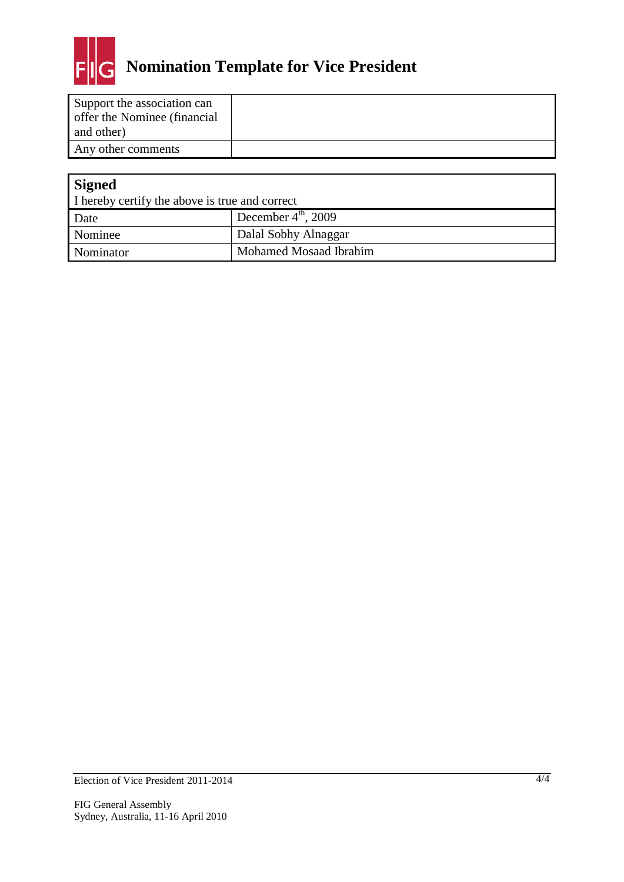# Nomination Template for Vice President

| | |
|---|---|
| Support the association can offer the Nominee (financial and other) | |
| Any other comments | |

| **Signed**<br>I hereby certify the above is true and correct | |
|---|---|
| Date | December 4th, 2009 |
| Nominee | Dalal Sobhy Alnaggar |
| Nominator | Mohamed Mosaad Ibrahim |